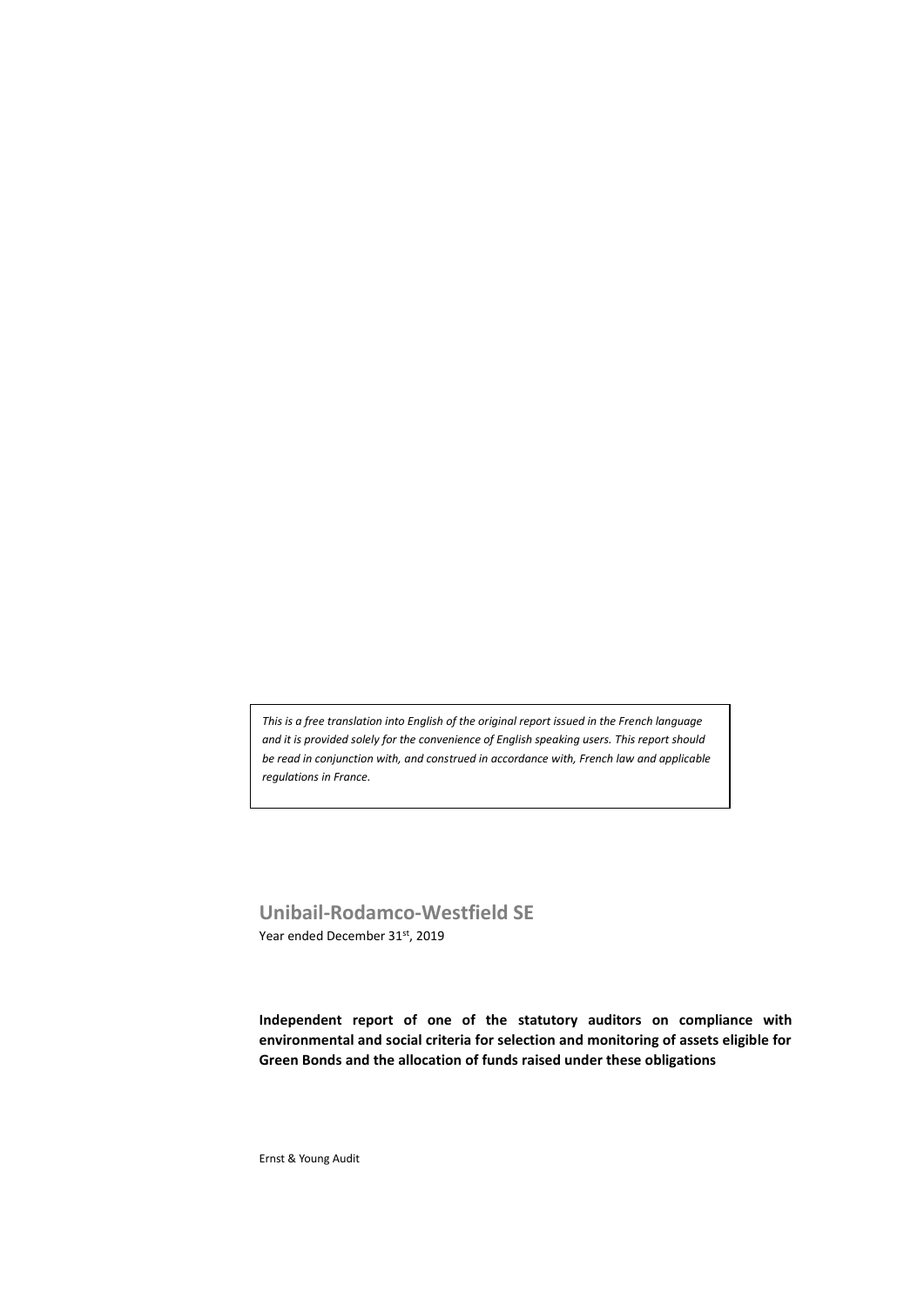*This is a free translation into English of the original report issued in the French language and it is provided solely for the convenience of English speaking users. This report should be read in conjunction with, and construed in accordance with, French law and applicable regulations in France.*

# Unibail-Rodamco-Westfield SE

Year ended December 31st, 2019

**Independent report of one of the statutory auditors on compliance with environmental and social criteria for selection and monitoring of assets eligible for Green Bonds and the allocation of funds raised under these obligations**

Ernst & Young Audit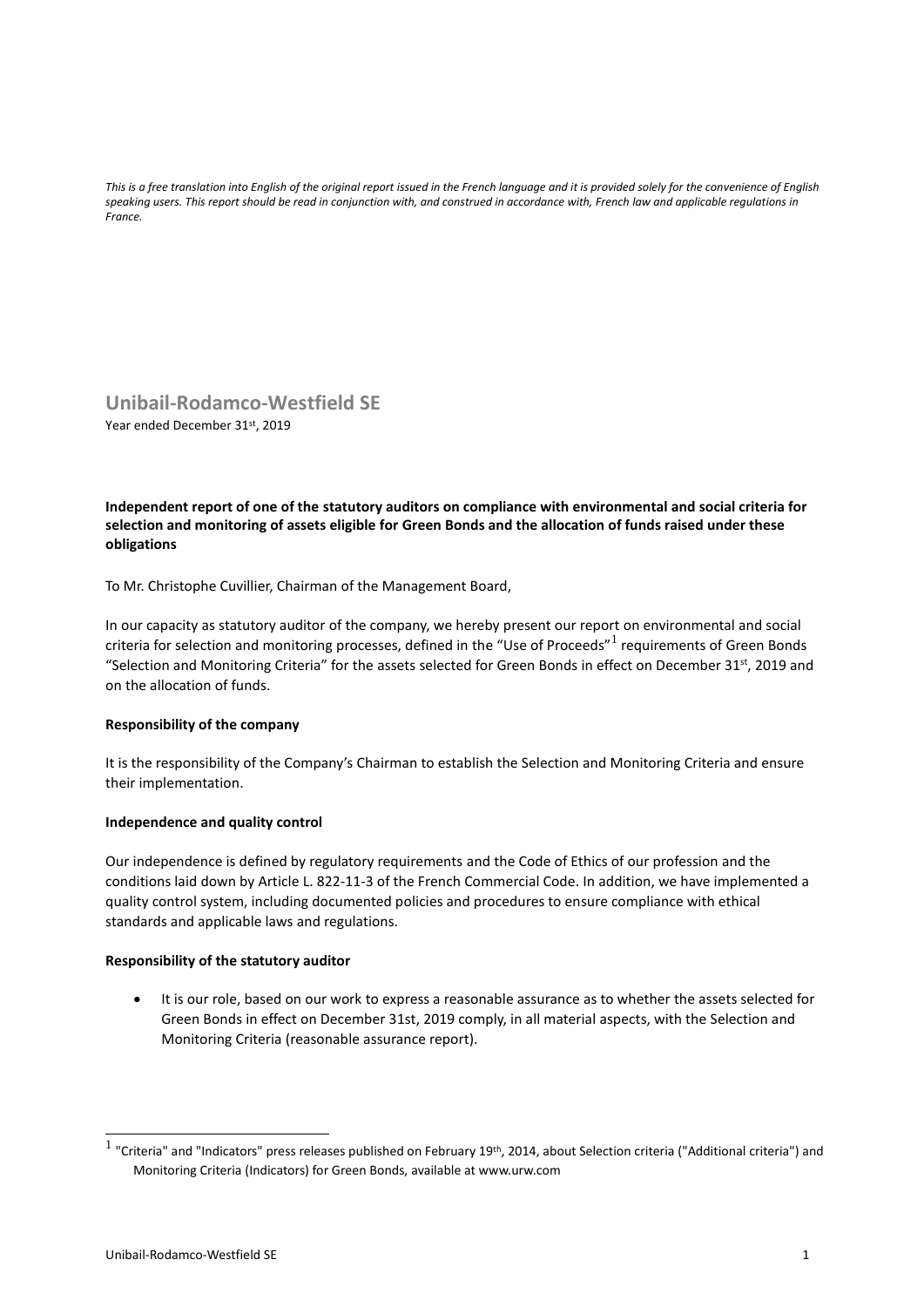*This is a free translation into English of the original report issued in the French language and it is provided solely for the convenience of English speaking users. This report should be read in conjunction with, and construed in accordance with, French law and applicable regulations in France.*

# Unibail-Rodamco-Westfield SE

Year ended December 31st, 2019

**Independent report of one of the statutory auditors on compliance with environmental and social criteria for selection and monitoring of assets eligible for Green Bonds and the allocation of funds raised under these obligations**

To Mr. Christophe Cuvillier, Chairman of the Management Board,

In our capacity as statutory auditor of the company, we hereby present our report on environmental and social criteria for selection and monitoring processes, defined in the "Use of Proceeds"[1] requirements of Green Bonds "Selection and Monitoring Criteria" for the assets selected for Green Bonds in effect on December 31st, 2019 and on the allocation of funds.

**Responsibility of the company**

It is the responsibility of the Company's Chairman to establish the Selection and Monitoring Criteria and ensure their implementation.

**Independence and quality control**

Our independence is defined by regulatory requirements and the Code of Ethics of our profession and the conditions laid down by Article L. 822-11-3 of the French Commercial Code. In addition, we have implemented a quality control system, including documented policies and procedures to ensure compliance with ethical standards and applicable laws and regulations.

**Responsibility of the statutory auditor**

- It is our role, based on our work to express a reasonable assurance as to whether the assets selected for Green Bonds in effect on December 31st, 2019 comply, in all material aspects, with the Selection and Monitoring Criteria (reasonable assurance report).

[1] "Criteria" and "Indicators" press releases published on February 19th, 2014, about Selection criteria ("Additional criteria") and Monitoring Criteria (Indicators) for Green Bonds, available at www.urw.com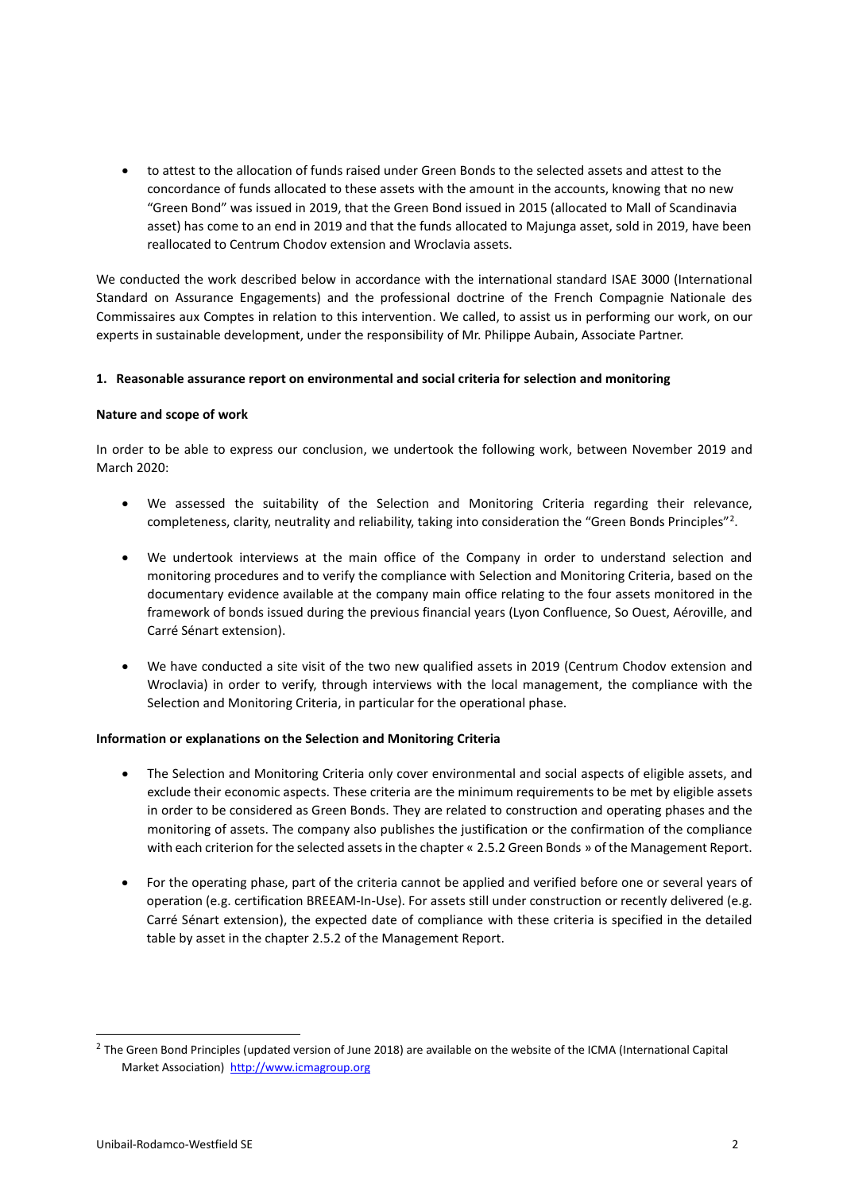- to attest to the allocation of funds raised under Green Bonds to the selected assets and attest to the concordance of funds allocated to these assets with the amount in the accounts, knowing that no new "Green Bond" was issued in 2019, that the Green Bond issued in 2015 (allocated to Mall of Scandinavia asset) has come to an end in 2019 and that the funds allocated to Majunga asset, sold in 2019, have been reallocated to Centrum Chodov extension and Wroclavia assets.

We conducted the work described below in accordance with the international standard ISAE 3000 (International Standard on Assurance Engagements) and the professional doctrine of the French Compagnie Nationale des Commissaires aux Comptes in relation to this intervention. We called, to assist us in performing our work, on our experts in sustainable development, under the responsibility of Mr. Philippe Aubain, Associate Partner.

## 1. Reasonable assurance report on environmental and social criteria for selection and monitoring

### Nature and scope of work

In order to be able to express our conclusion, we undertook the following work, between November 2019 and March 2020:

- We assessed the suitability of the Selection and Monitoring Criteria regarding their relevance, completeness, clarity, neutrality and reliability, taking into consideration the "Green Bonds Principles"[2].
- We undertook interviews at the main office of the Company in order to understand selection and monitoring procedures and to verify the compliance with Selection and Monitoring Criteria, based on the documentary evidence available at the company main office relating to the four assets monitored in the framework of bonds issued during the previous financial years (Lyon Confluence, So Ouest, Aéroville, and Carré Sénart extension).
- We have conducted a site visit of the two new qualified assets in 2019 (Centrum Chodov extension and Wroclavia) in order to verify, through interviews with the local management, the compliance with the Selection and Monitoring Criteria, in particular for the operational phase.

### Information or explanations on the Selection and Monitoring Criteria

- The Selection and Monitoring Criteria only cover environmental and social aspects of eligible assets, and exclude their economic aspects. These criteria are the minimum requirements to be met by eligible assets in order to be considered as Green Bonds. They are related to construction and operating phases and the monitoring of assets. The company also publishes the justification or the confirmation of the compliance with each criterion for the selected assets in the chapter « 2.5.2 Green Bonds » of the Management Report.
- For the operating phase, part of the criteria cannot be applied and verified before one or several years of operation (e.g. certification BREEAM-In-Use). For assets still under construction or recently delivered (e.g. Carré Sénart extension), the expected date of compliance with these criteria is specified in the detailed table by asset in the chapter 2.5.2 of the Management Report.

[2] The Green Bond Principles (updated version of June 2018) are available on the website of the ICMA (International Capital Market Association) http://www.icmagroup.org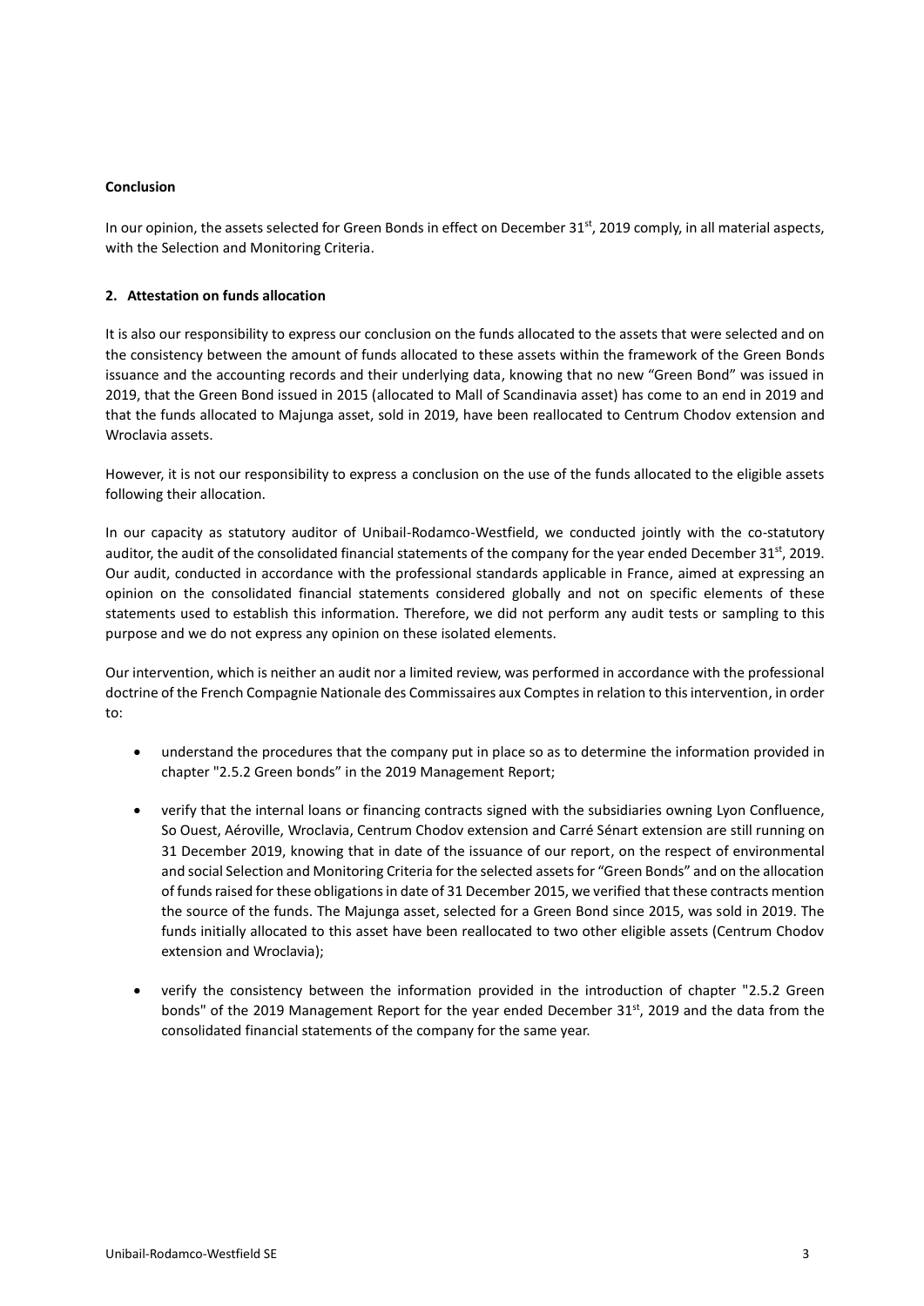**Conclusion**

In our opinion, the assets selected for Green Bonds in effect on December 31st, 2019 comply, in all material aspects, with the Selection and Monitoring Criteria.

## 2. Attestation on funds allocation

It is also our responsibility to express our conclusion on the funds allocated to the assets that were selected and on the consistency between the amount of funds allocated to these assets within the framework of the Green Bonds issuance and the accounting records and their underlying data, knowing that no new "Green Bond" was issued in 2019, that the Green Bond issued in 2015 (allocated to Mall of Scandinavia asset) has come to an end in 2019 and that the funds allocated to Majunga asset, sold in 2019, have been reallocated to Centrum Chodov extension and Wroclavia assets.

However, it is not our responsibility to express a conclusion on the use of the funds allocated to the eligible assets following their allocation.

In our capacity as statutory auditor of Unibail-Rodamco-Westfield, we conducted jointly with the co-statutory auditor, the audit of the consolidated financial statements of the company for the year ended December 31st, 2019. Our audit, conducted in accordance with the professional standards applicable in France, aimed at expressing an opinion on the consolidated financial statements considered globally and not on specific elements of these statements used to establish this information. Therefore, we did not perform any audit tests or sampling to this purpose and we do not express any opinion on these isolated elements.

Our intervention, which is neither an audit nor a limited review, was performed in accordance with the professional doctrine of the French Compagnie Nationale des Commissaires aux Comptes in relation to this intervention, in order to:

- understand the procedures that the company put in place so as to determine the information provided in chapter "2.5.2 Green bonds" in the 2019 Management Report;
- verify that the internal loans or financing contracts signed with the subsidiaries owning Lyon Confluence, So Ouest, Aéroville, Wroclavia, Centrum Chodov extension and Carré Sénart extension are still running on 31 December 2019, knowing that in date of the issuance of our report, on the respect of environmental and social Selection and Monitoring Criteria for the selected assets for "Green Bonds" and on the allocation of funds raised for these obligations in date of 31 December 2015, we verified that these contracts mention the source of the funds. The Majunga asset, selected for a Green Bond since 2015, was sold in 2019. The funds initially allocated to this asset have been reallocated to two other eligible assets (Centrum Chodov extension and Wroclavia);
- verify the consistency between the information provided in the introduction of chapter "2.5.2 Green bonds" of the 2019 Management Report for the year ended December 31st, 2019 and the data from the consolidated financial statements of the company for the same year.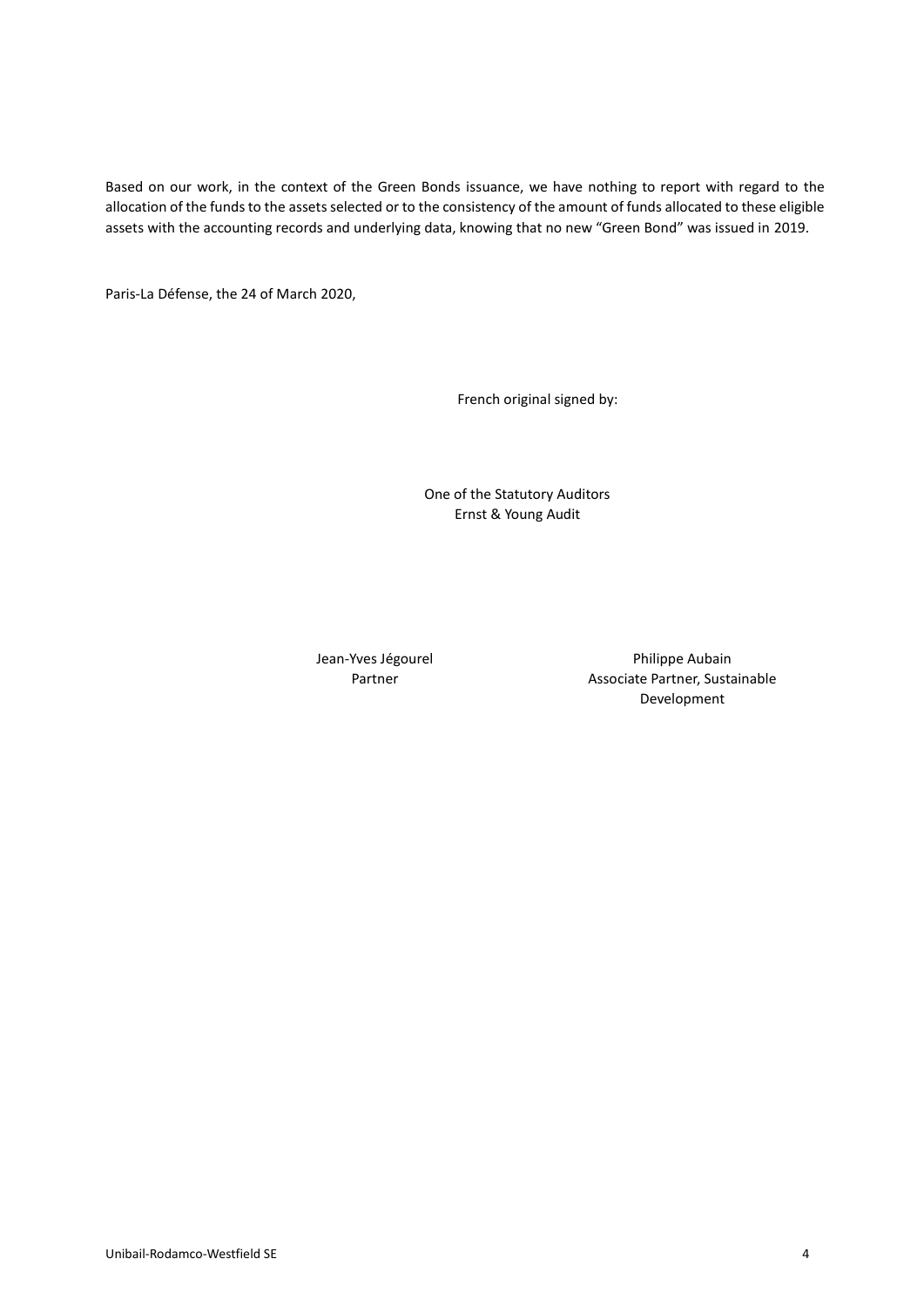Based on our work, in the context of the Green Bonds issuance, we have nothing to report with regard to the allocation of the funds to the assets selected or to the consistency of the amount of funds allocated to these eligible assets with the accounting records and underlying data, knowing that no new "Green Bond" was issued in 2019.

Paris-La Défense, the 24 of March 2020,

French original signed by:

One of the Statutory Auditors
Ernst & Young Audit

Jean-Yves Jégourel
Partner

Philippe Aubain
Associate Partner, Sustainable Development